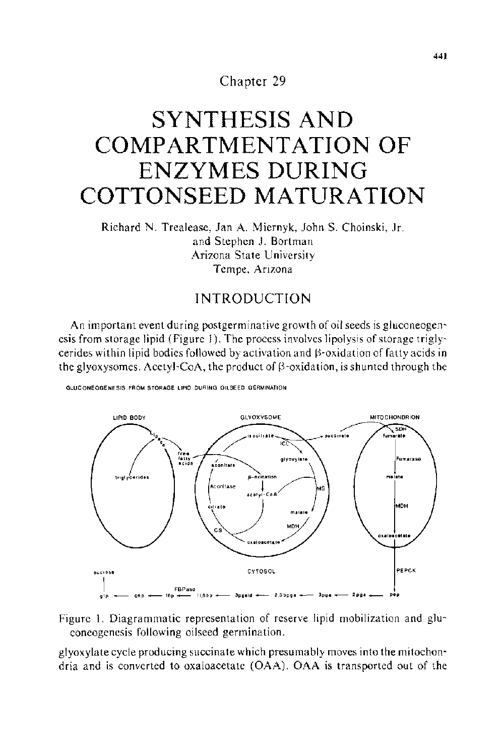# Chapter 29

# SYNTHESIS AND COMPARTMENTATION OF ENZYMES DURING COTTONSEED MATURATION

Richard N. Trelease, Jan A. Miernyk, John S. Choinski, Jr. and Stephen J. Bortman
Arizona State University
Tempe, Arizona

## INTRODUCTION

An important event during postgerminative growth of oil seeds is gluconeogenesis from storage lipid (Figure 1). The process involves lipolysis of storage triglycerides within lipid bodies followed by activation and β-oxidation of fatty acids in the glyoxysomes. Acetyl-CoA, the product of β-oxidation, is shunted through the

Figure 1. Diagrammatic representation of reserve lipid mobilization and gluconeogenesis following oilseed germination.

glyoxylate cycle producing succinate which presumably moves into the mitochondria and is converted to oxaloacetate (OAA). OAA is transported out of the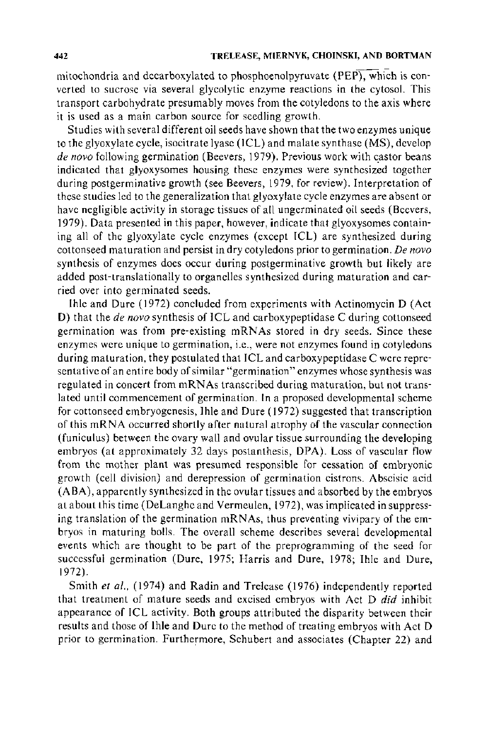mitochondria and decarboxylated to phosphoenolpyruvate (PEP), which is converted to sucrose via several glycolytic enzyme reactions in the cytosol. This transport carbohydrate presumably moves from the cotyledons to the axis where it is used as a main carbon source for seedling growth.

Studies with several different oil seeds have shown that the two enzymes unique to the glyoxylate cycle, isocitrate lyase (ICL) and malate synthase (MS), develop *de novo* following germination (Beevers, 1979). Previous work with castor beans indicated that glyoxysomes housing these enzymes were synthesized together during postgerminative growth (see Beevers, 1979, for review). Interpretation of these studies led to the generalization that glyoxylate cycle enzymes are absent or have negligible activity in storage tissues of all ungerminated oil seeds (Beevers, 1979). Data presented in this paper, however, indicate that glyoxysomes containing all of the glyoxylate cycle enzymes (except ICL) are synthesized during cottonseed maturation and persist in dry cotyledons prior to germination. *De novo* synthesis of enzymes does occur during postgerminative growth but likely are added post-translationally to organelles synthesized during maturation and carried over into germinated seeds.

Ihle and Dure (1972) concluded from experiments with Actinomycin D (Act D) that the *de novo* synthesis of ICL and carboxypeptidase C during cottonseed germination was from pre-existing mRNAs stored in dry seeds. Since these enzymes were unique to germination, i.e., were not enzymes found in cotyledons during maturation, they postulated that ICL and carboxypeptidase C were representative of an entire body of similar "germination" enzymes whose synthesis was regulated in concert from mRNAs transcribed during maturation, but not translated until commencement of germination. In a proposed developmental scheme for cottonseed embryogenesis, Ihle and Dure (1972) suggested that transcription of this mRNA occurred shortly after natural atrophy of the vascular connection (funiculus) between the ovary wall and ovular tissue surrounding the developing embryos (at approximately 32 days postanthesis, DPA). Loss of vascular flow from the mother plant was presumed responsible for cessation of embryonic growth (cell division) and derepression of germination cistrons. Abscisic acid (ABA), apparently synthesized in the ovular tissues and absorbed by the embryos at about this time (DeLanghe and Vermeulen, 1972), was implicated in suppressing translation of the germination mRNAs, thus preventing vivipary of the embryos in maturing bolls. The overall scheme describes several developmental events which are thought to be part of the preprogramming of the seed for successful germination (Dure, 1975; Harris and Dure, 1978; Ihle and Dure, 1972).

Smith *et al.*, (1974) and Radin and Trelease (1976) independently reported that treatment of mature seeds and excised embryos with Act D *did* inhibit appearance of ICL activity. Both groups attributed the disparity between their results and those of Ihle and Dure to the method of treating embryos with Act D prior to germination. Furthermore, Schubert and associates (Chapter 22) and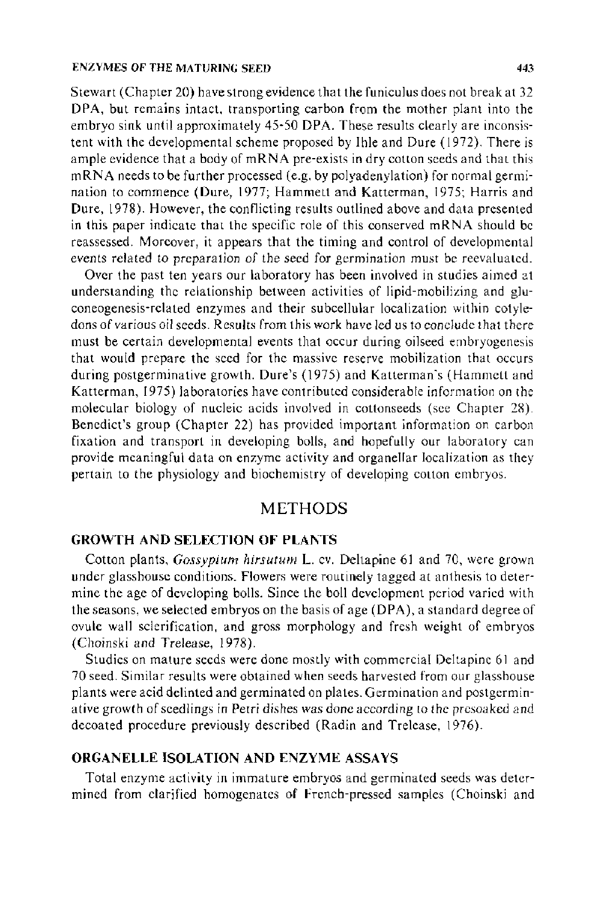Stewart (Chapter 20) have strong evidence that the funiculus does not break at 32 DPA, but remains intact, transporting carbon from the mother plant into the embryo sink until approximately 45-50 DPA. These results clearly are inconsistent with the developmental scheme proposed by Ihle and Dure (1972). There is ample evidence that a body of mRNA pre-exists in dry cotton seeds and that this mRNA needs to be further processed (e.g. by polyadenylation) for normal germination to commence (Dure, 1977; Hammett and Katterman, 1975; Harris and Dure, 1978). However, the conflicting results outlined above and data presented in this paper indicate that the specific role of this conserved mRNA should be reassessed. Moreover, it appears that the timing and control of developmental events related to preparation of the seed for germination must be reevaluated.

Over the past ten years our laboratory has been involved in studies aimed at understanding the relationship between activities of lipid-mobilizing and gluconeogenesis-related enzymes and their subcellular localization within cotyledons of various oil seeds. Results from this work have led us to conclude that there must be certain developmental events that occur during oilseed embryogenesis that would prepare the seed for the massive reserve mobilization that occurs during postgerminative growth. Dure's (1975) and Katterman's (Hammett and Katterman, 1975) laboratories have contributed considerable information on the molecular biology of nucleic acids involved in cottonseeds (see Chapter 28). Benedict's group (Chapter 22) has provided important information on carbon fixation and transport in developing bolls, and hopefully our laboratory can provide meaningful data on enzyme activity and organellar localization as they pertain to the physiology and biochemistry of developing cotton embryos.

# METHODS

## GROWTH AND SELECTION OF PLANTS

Cotton plants, *Gossypium hirsutum* L. cv. Deltapine 61 and 70, were grown under glasshouse conditions. Flowers were routinely tagged at anthesis to determine the age of developing bolls. Since the boll development period varied with the seasons, we selected embryos on the basis of age (DPA), a standard degree of ovule wall sclerification, and gross morphology and fresh weight of embryos (Choinski and Trelease, 1978).

Studies on mature seeds were done mostly with commercial Deltapine 61 and 70 seed. Similar results were obtained when seeds harvested from our glasshouse plants were acid delinted and germinated on plates. Germination and postgerminative growth of seedlings in Petri dishes was done according to the presoaked and decoated procedure previously described (Radin and Trelease, 1976).

## ORGANELLE ISOLATION AND ENZYME ASSAYS

Total enzyme activity in immature embryos and germinated seeds was determined from clarified homogenates of French-pressed samples (Choinski and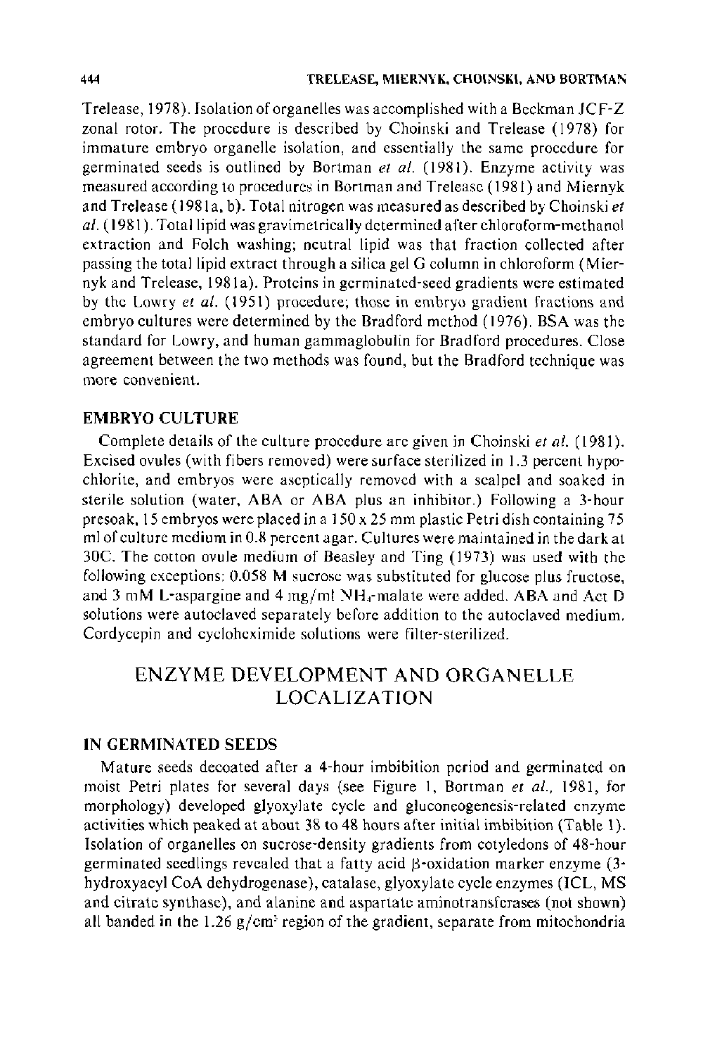Trelease, 1978). Isolation of organelles was accomplished with a Beckman JCF-Z zonal rotor. The procedure is described by Choinski and Trelease (1978) for immature embryo organelle isolation, and essentially the same procedure for germinated seeds is outlined by Bortman *et al.* (1981). Enzyme activity was measured according to procedures in Bortman and Trelease (1981) and Miernyk and Trelease (1981a, b). Total nitrogen was measured as described by Choinski *et al.* (1981). Total lipid was gravimetrically determined after chloroform-methanol extraction and Folch washing; neutral lipid was that fraction collected after passing the total lipid extract through a silica gel G column in chloroform (Miernyk and Trelease, 1981a). Proteins in germinated-seed gradients were estimated by the Lowry *et al.* (1951) procedure; those in embryo gradient fractions and embryo cultures were determined by the Bradford method (1976). BSA was the standard for Lowry, and human gammaglobulin for Bradford procedures. Close agreement between the two methods was found, but the Bradford technique was more convenient.

### EMBRYO CULTURE

Complete details of the culture procedure are given in Choinski *et al.* (1981). Excised ovules (with fibers removed) were surface sterilized in 1.3 percent hypochlorite, and embryos were aseptically removed with a scalpel and soaked in sterile solution (water, ABA or ABA plus an inhibitor.) Following a 3-hour presoak, 15 embryos were placed in a 150 x 25 mm plastic Petri dish containing 75 ml of culture medium in 0.8 percent agar. Cultures were maintained in the dark at 30C. The cotton ovule medium of Beasley and Ting (1973) was used with the following exceptions: 0.058 M sucrose was substituted for glucose plus fructose, and 3 mM L-aspargine and 4 mg/ml $NH_4$-malate were added. ABA and Act D solutions were autoclaved separately before addition to the autoclaved medium. Cordycepin and cycloheximide solutions were filter-sterilized.

## ENZYME DEVELOPMENT AND ORGANELLE LOCALIZATION

### IN GERMINATED SEEDS

Mature seeds decoated after a 4-hour imbibition period and germinated on moist Petri plates for several days (see Figure 1, Bortman *et al.*, 1981, for morphology) developed glyoxylate cycle and gluconeogenesis-related enzyme activities which peaked at about 38 to 48 hours after initial imbibition (Table 1). Isolation of organelles on sucrose-density gradients from cotyledons of 48-hour germinated seedlings revealed that a fatty acid β-oxidation marker enzyme (3-hydroxyacyl CoA dehydrogenase), catalase, glyoxylate cycle enzymes (ICL, MS and citrate synthase), and alanine and aspartate aminotransferases (not shown) all banded in the 1.26 g/cm$^3$ region of the gradient, separate from mitochondria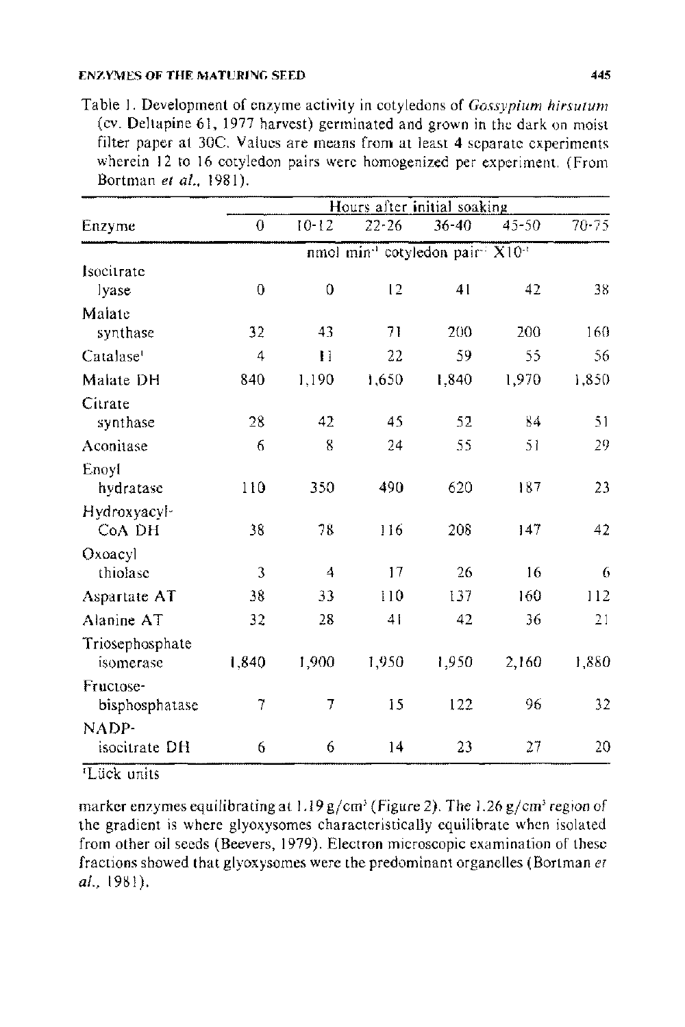Table 1. Development of enzyme activity in cotyledons of *Gossypium hirsutum* (cv. Deltapine 61, 1977 harvest) germinated and grown in the dark on moist filter paper at 30C. Values are means from at least 4 separate experiments wherein 12 to 16 cotyledon pairs were homogenized per experiment. (From Bortman *et al.*, 1981).

| Enzyme | Hours after initial soaking | | | | | |
|---|---|---|---|---|---|---|
| | 0 | 10-12 | 22-26 | 36-40 | 45-50 | 70-75 |
| | nmol min$^{-1}$ cotyledon pair$^{-1}$ X10$^{-1}$ | | | | | |
| Isocitrate lyase | 0 | 0 | 12 | 41 | 42 | 38 |
| Malate synthase | 32 | 43 | 71 | 200 | 200 | 160 |
| Catalase[1] | 4 | 11 | 22 | 59 | 55 | 56 |
| Malate DH | 840 | 1,190 | 1,650 | 1,840 | 1,970 | 1,850 |
| Citrate synthase | 28 | 42 | 45 | 52 | 84 | 51 |
| Aconitase | 6 | 8 | 24 | 55 | 51 | 29 |
| Enoyl hydratase | 110 | 350 | 490 | 620 | 187 | 23 |
| Hydroxyacyl-CoA DH | 38 | 78 | 116 | 208 | 147 | 42 |
| Oxoacyl thiolase | 3 | 4 | 17 | 26 | 16 | 6 |
| Aspartate AT | 38 | 33 | 110 | 137 | 160 | 112 |
| Alanine AT | 32 | 28 | 41 | 42 | 36 | 21 |
| Triosephosphate isomerase | 1,840 | 1,900 | 1,950 | 1,950 | 2,160 | 1,880 |
| Fructose-bisphosphatase | 7 | 7 | 15 | 122 | 96 | 32 |
| NADP-isocitrate DH | 6 | 6 | 14 | 23 | 27 | 20 |

[1]Lück units

marker enzymes equilibrating at 1.19 g/cm$^3$ (Figure 2). The 1.26 g/cm$^3$ region of the gradient is where glyoxysomes characteristically equilibrate when isolated from other oil seeds (Beevers, 1979). Electron microscopic examination of these fractions showed that glyoxysomes were the predominant organelles (Bortman *et al.*, 1981).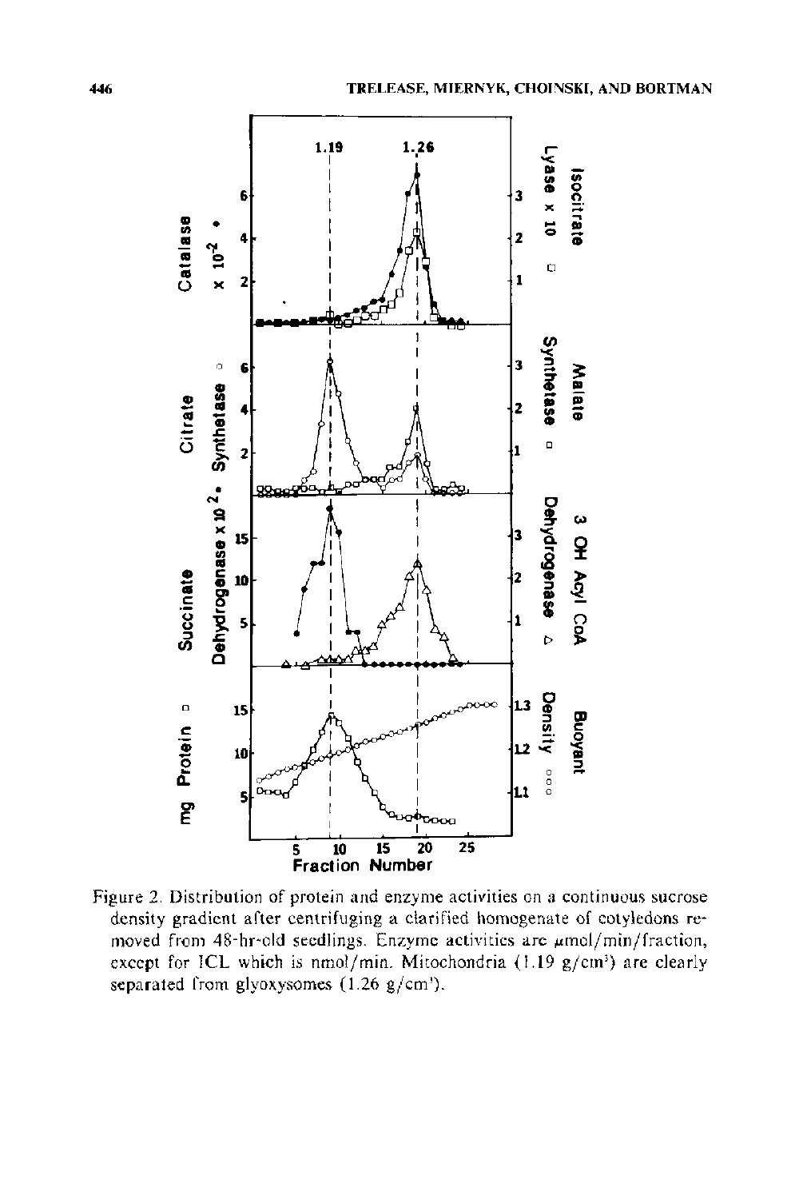Figure 2. Distribution of protein and enzyme activities on a continuous sucrose density gradient after centrifuging a clarified homogenate of cotyledons removed from 48-hr-old seedlings. Enzyme activities are μmol/min/fraction, except for ICL which is nmol/min. Mitochondria (1.19 g/cm$^3$) are clearly separated from glyoxysomes (1.26 g/cm$^3$).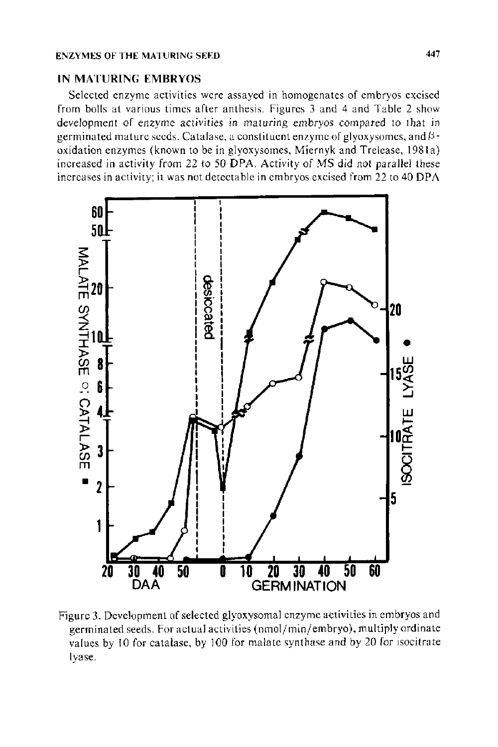## IN MATURING EMBRYOS

Selected enzyme activities were assayed in homogenates of embryos excised from bolls at various times after anthesis. Figures 3 and 4 and Table 2 show development of enzyme activities in maturing embryos compared to that in germinated mature seeds. Catalase, a constituent enzyme of glyoxysomes, and $\beta$-oxidation enzymes (known to be in glyoxysomes, Miernyk and Trelease, 1981a) increased in activity from 22 to 50 DPA. Activity of MS did not parallel these increases in activity; it was not detectable in embryos excised from 22 to 40 DPA

Figure 3. Development of selected glyoxysomal enzyme activities in embryos and germinated seeds. For actual activities (nmol/min/embryo), multiply ordinate values by 10 for catalase, by 100 for malate synthase and by 20 for isocitrate lyase.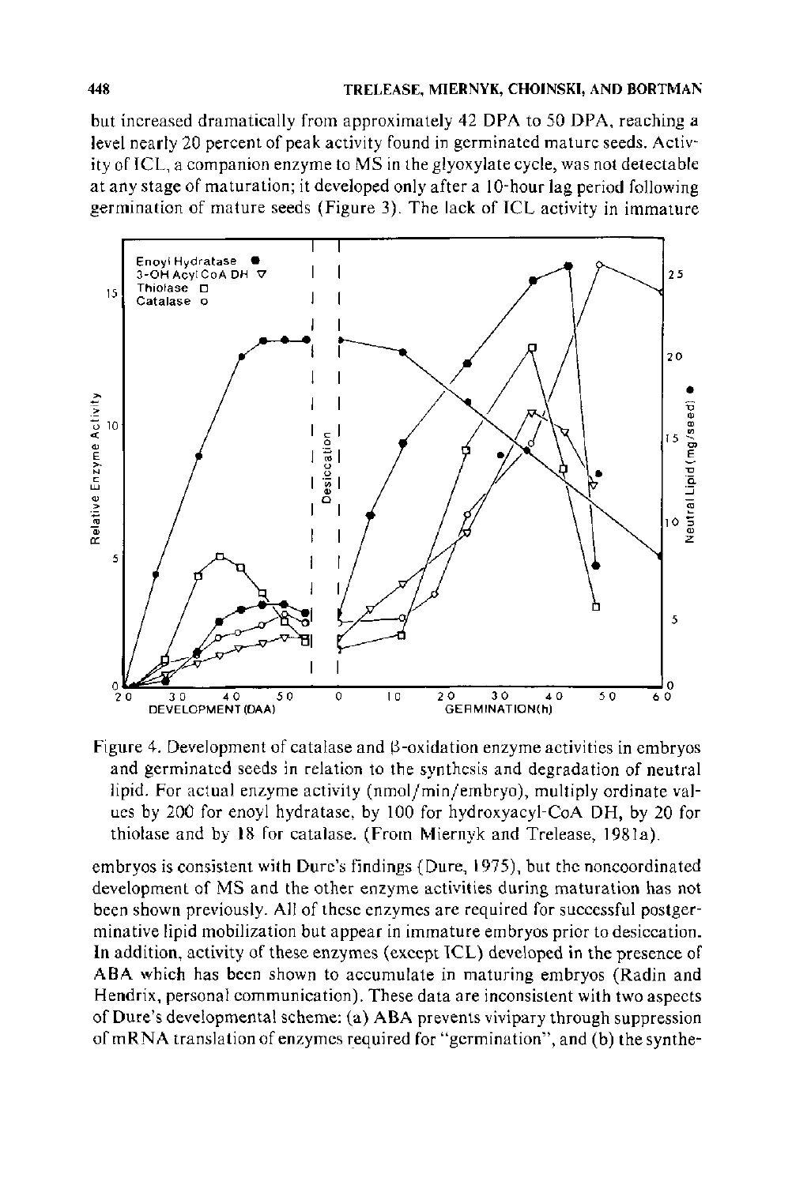but increased dramatically from approximately 42 DPA to 50 DPA, reaching a level nearly 20 percent of peak activity found in germinated mature seeds. Activity of ICL, a companion enzyme to MS in the glyoxylate cycle, was not detectable at any stage of maturation; it developed only after a 10-hour lag period following germination of mature seeds (Figure 3). The lack of ICL activity in immature

Figure 4. Development of catalase and β-oxidation enzyme activities in embryos and germinated seeds in relation to the synthesis and degradation of neutral lipid. For actual enzyme activity (nmol/min/embryo), multiply ordinate values by 200 for enoyl hydratase, by 100 for hydroxyacyl-CoA DH, by 20 for thiolase and by 18 for catalase. (From Miernyk and Trelease, 1981a).

embryos is consistent with Dure's findings (Dure, 1975), but the noncoordinated development of MS and the other enzyme activities during maturation has not been shown previously. All of these enzymes are required for successful postgerminative lipid mobilization but appear in immature embryos prior to desiccation. In addition, activity of these enzymes (except ICL) developed in the presence of ABA which has been shown to accumulate in maturing embryos (Radin and Hendrix, personal communication). These data are inconsistent with two aspects of Dure's developmental scheme: (a) ABA prevents vivipary through suppression of mRNA translation of enzymes required for "germination", and (b) the synthe-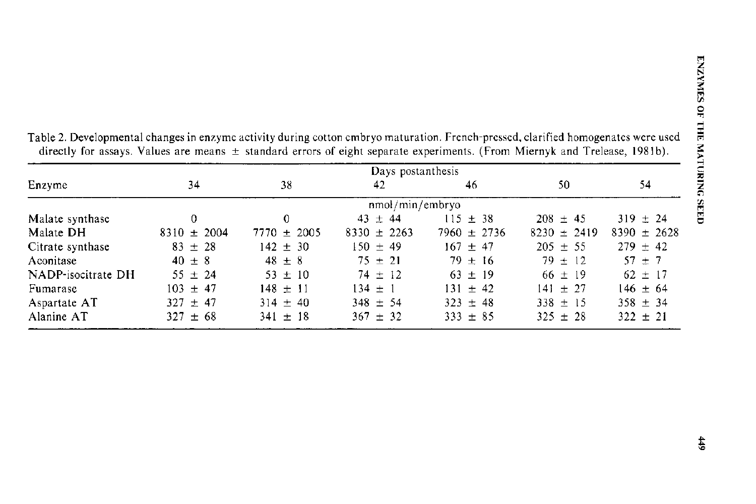Table 2. Developmental changes in enzyme activity during cotton embryo maturation. French-pressed, clarified homogenates were used directly for assays. Values are means ± standard errors of eight separate experiments. (From Miernyk and Trelease, 1981b).

| Enzyme | Days postanthesis | | | | | |
|---|---|---|---|---|---|---|
| | 34 | 38 | 42 | 46 | 50 | 54 |
| | nmol/min/embryo | | | | | |
| Malate synthase | 0 | 0 | 43 ± 44 | 115 ± 38 | 208 ± 45 | 319 ± 24 |
| Malate DH | 8310 ± 2004 | 7770 ± 2005 | 8330 ± 2263 | 7960 ± 2736 | 8230 ± 2419 | 8390 ± 2628 |
| Citrate synthase | 83 ± 28 | 142 ± 30 | 150 ± 49 | 167 ± 47 | 205 ± 55 | 279 ± 42 |
| Aconitase | 40 ± 8 | 48 ± 8 | 75 ± 21 | 79 ± 16 | 79 ± 12 | 57 ± 7 |
| NADP-isocitrate DH | 55 ± 24 | 53 ± 10 | 74 ± 12 | 63 ± 19 | 66 ± 19 | 62 ± 17 |
| Fumarase | 103 ± 47 | 148 ± 11 | 134 ± 1 | 131 ± 42 | 141 ± 27 | 146 ± 64 |
| Aspartate AT | 327 ± 47 | 314 ± 40 | 348 ± 54 | 323 ± 48 | 338 ± 15 | 358 ± 34 |
| Alanine AT | 327 ± 68 | 341 ± 18 | 367 ± 32 | 333 ± 85 | 325 ± 28 | 322 ± 21 |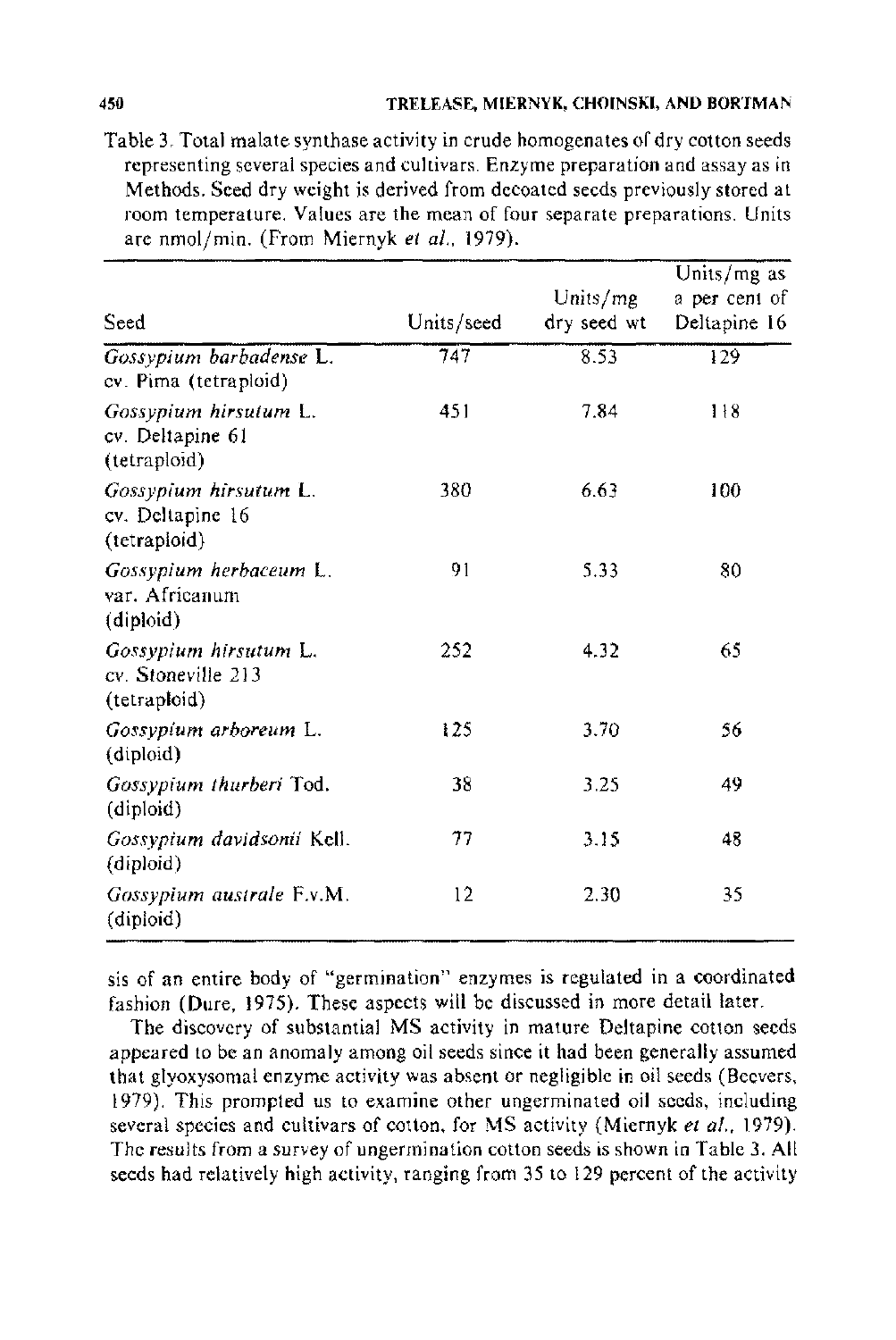Table 3. Total malate synthase activity in crude homogenates of dry cotton seeds representing several species and cultivars. Enzyme preparation and assay as in Methods. Seed dry weight is derived from decoated seeds previously stored at room temperature. Values are the mean of four separate preparations. Units are nmol/min. (From Miernyk *et al.*, 1979).

| Seed | Units/seed | Units/mg dry seed wt | Units/mg as a per cent of Deltapine 16 |
|---|---|---|---|
| *Gossypium barbadense* L. cv. Pima (tetraploid) | 747 | 8.53 | 129 |
| *Gossypium hirsutum* L. cv. Deltapine 61 (tetraploid) | 451 | 7.84 | 118 |
| *Gossypium hirsutum* L. cv. Deltapine 16 (tetraploid) | 380 | 6.63 | 100 |
| *Gossypium herbaceum* L. var. Africanum (diploid) | 91 | 5.33 | 80 |
| *Gossypium hirsutum* L. cv. Stoneville 213 (tetraploid) | 252 | 4.32 | 65 |
| *Gossypium arboreum* L. (diploid) | 125 | 3.70 | 56 |
| *Gossypium thurberi* Tod. (diploid) | 38 | 3.25 | 49 |
| *Gossypium davidsonii* Kell. (diploid) | 77 | 3.15 | 48 |
| *Gossypium australe* F.v.M. (diploid) | 12 | 2.30 | 35 |

sis of an entire body of "germination" enzymes is regulated in a coordinated fashion (Dure, 1975). These aspects will be discussed in more detail later.

The discovery of substantial MS activity in mature Deltapine cotton seeds appeared to be an anomaly among oil seeds since it had been generally assumed that glyoxysomal enzyme activity was absent or negligible in oil seeds (Beevers, 1979). This prompted us to examine other ungerminated oil seeds, including several species and cultivars of cotton, for MS activity (Miernyk *et al.*, 1979). The results from a survey of ungermination cotton seeds is shown in Table 3. All seeds had relatively high activity, ranging from 35 to 129 percent of the activity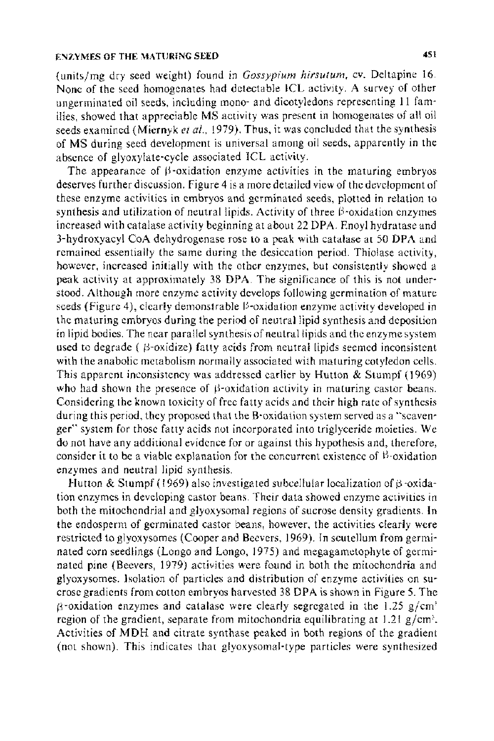(units/mg dry seed weight) found in *Gossypium hirsutum*, cv. Deltapine 16. None of the seed homogenates had detectable ICL activity. A survey of other ungerminated oil seeds, including mono- and dicotyledons representing 11 families, showed that appreciable MS activity was present in homogenates of all oil seeds examined (Miernyk *et al.*, 1979). Thus, it was concluded that the synthesis of MS during seed development is universal among oil seeds, apparently in the absence of glyoxylate-cycle associated ICL activity.

The appearance of β-oxidation enzyme activities in the maturing embryos deserves further discussion. Figure 4 is a more detailed view of the development of these enzyme activities in embryos and germinated seeds, plotted in relation to synthesis and utilization of neutral lipids. Activity of three β-oxidation enzymes increased with catalase activity beginning at about 22 DPA. Enoyl hydratase and 3-hydroxyacyl CoA dehydrogenase rose to a peak with catalase at 50 DPA and remained essentially the same during the desiccation period. Thiolase activity, however, increased initially with the other enzymes, but consistently showed a peak activity at approximately 38 DPA. The significance of this is not understood. Although more enzyme activity develops following germination of mature seeds (Figure 4), clearly demonstrable β-oxidation enzyme activity developed in the maturing embryos during the period of neutral lipid synthesis and deposition in lipid bodies. The near parallel synthesis of neutral lipids and the enzyme system used to degrade (β-oxidize) fatty acids from neutral lipids seemed inconsistent with the anabolic metabolism normally associated with maturing cotyledon cells. This apparent inconsistency was addressed earlier by Hutton & Stumpf (1969) who had shown the presence of β-oxidation activity in maturing castor beans. Considering the known toxicity of free fatty acids and their high rate of synthesis during this period, they proposed that the B-oxidation system served as a "scavenger" system for those fatty acids not incorporated into triglyceride moieties. We do not have any additional evidence for or against this hypothesis and, therefore, consider it to be a viable explanation for the concurrent existence of β-oxidation enzymes and neutral lipid synthesis.

Hutton & Stumpf (1969) also investigated subcellular localization of β-oxidation enzymes in developing castor beans. Their data showed enzyme activities in both the mitochondrial and glyoxysomal regions of sucrose density gradients. In the endosperm of germinated castor beans, however, the activities clearly were restricted to glyoxysomes (Cooper and Beevers, 1969). In scutellum from germinated corn seedlings (Longo and Longo, 1975) and megagametophyte of germinated pine (Beevers, 1979) activities were found in both the mitochondria and glyoxysomes. Isolation of particles and distribution of enzyme activities on sucrose gradients from cotton embryos harvested 38 DPA is shown in Figure 5. The β-oxidation enzymes and catalase were clearly segregated in the 1.25 $g/cm^3$ region of the gradient, separate from mitochondria equilibrating at 1.21 $g/cm^3$. Activities of MDH and citrate synthase peaked in both regions of the gradient (not shown). This indicates that glyoxysomal-type particles were synthesized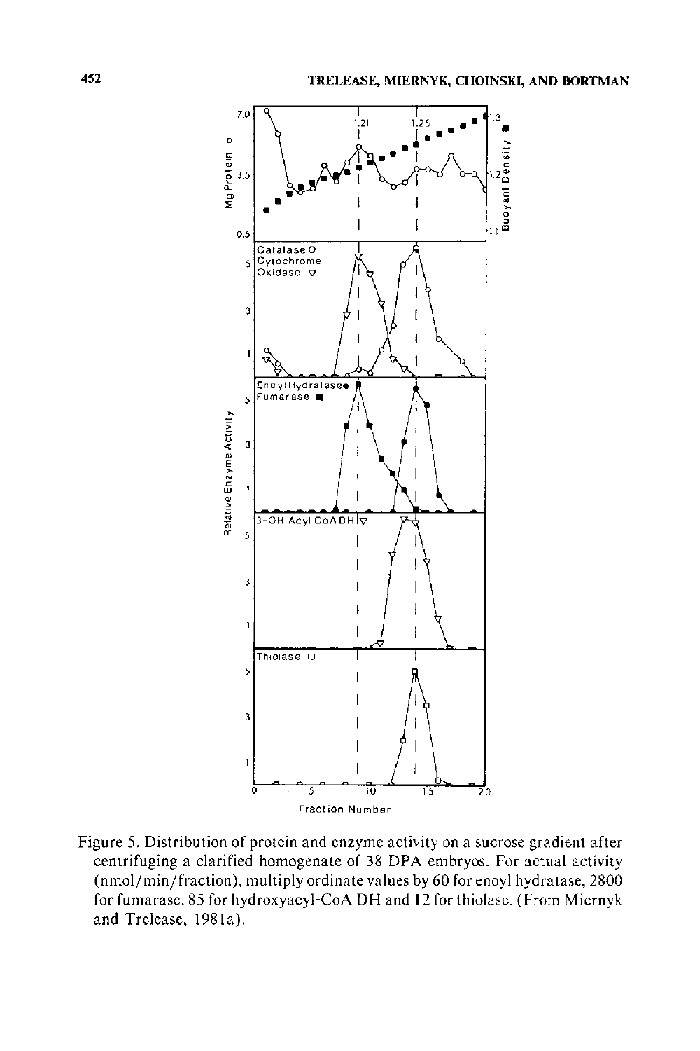Figure 5. Distribution of protein and enzyme activity on a sucrose gradient after centrifuging a clarified homogenate of 38 DPA embryos. For actual activity (nmol/min/fraction), multiply ordinate values by 60 for enoyl hydratase, 2800 for fumarase, 85 for hydroxyacyl-CoA DH and 12 for thiolase. (From Miernyk and Trelease, 1981a).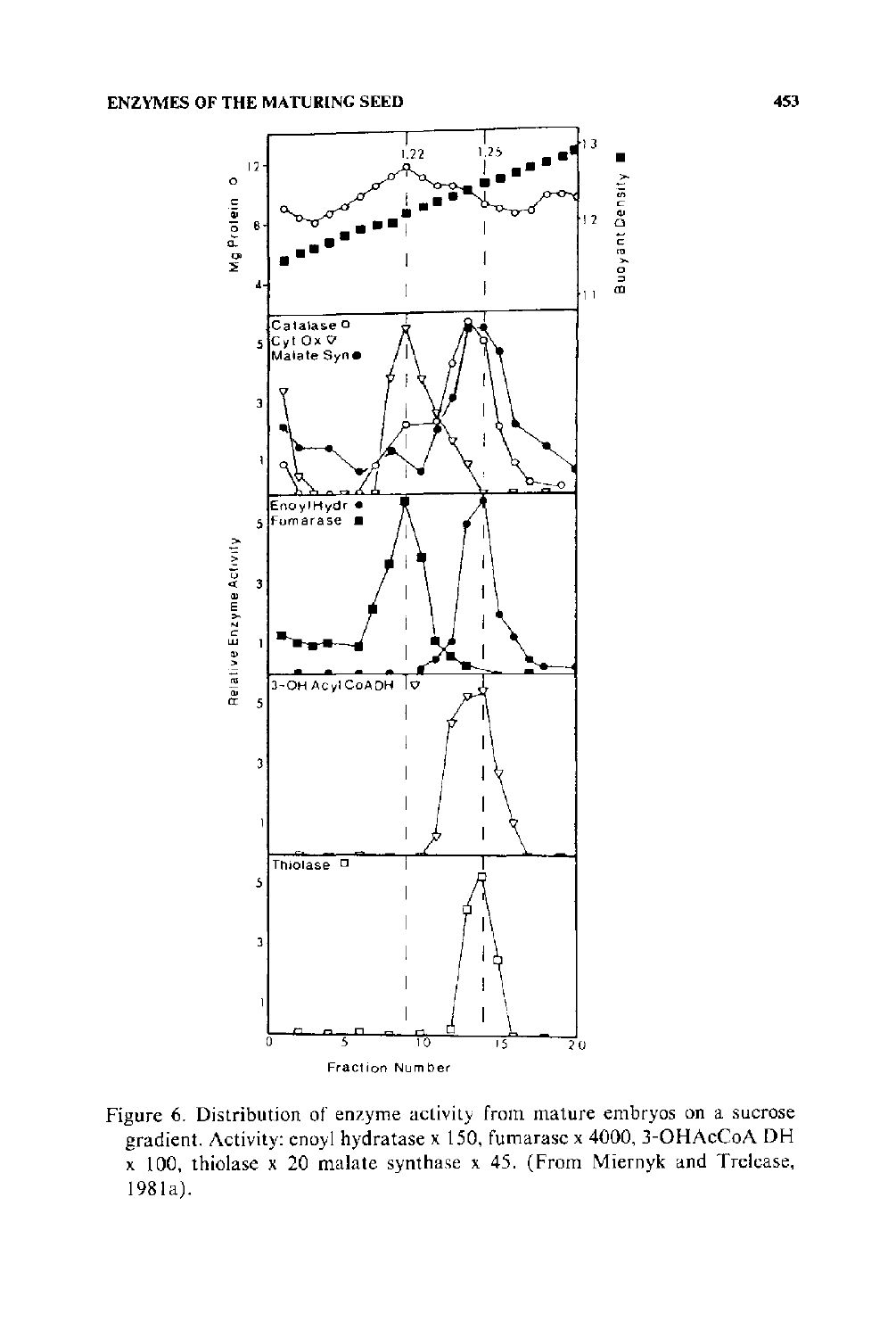Figure 6. Distribution of enzyme activity from mature embryos on a sucrose gradient. Activity: enoyl hydratase x 150, fumarase x 4000, 3-OHAcCoA DH x 100, thiolase x 20 malate synthase x 45. (From Miernyk and Trelease, 1981a).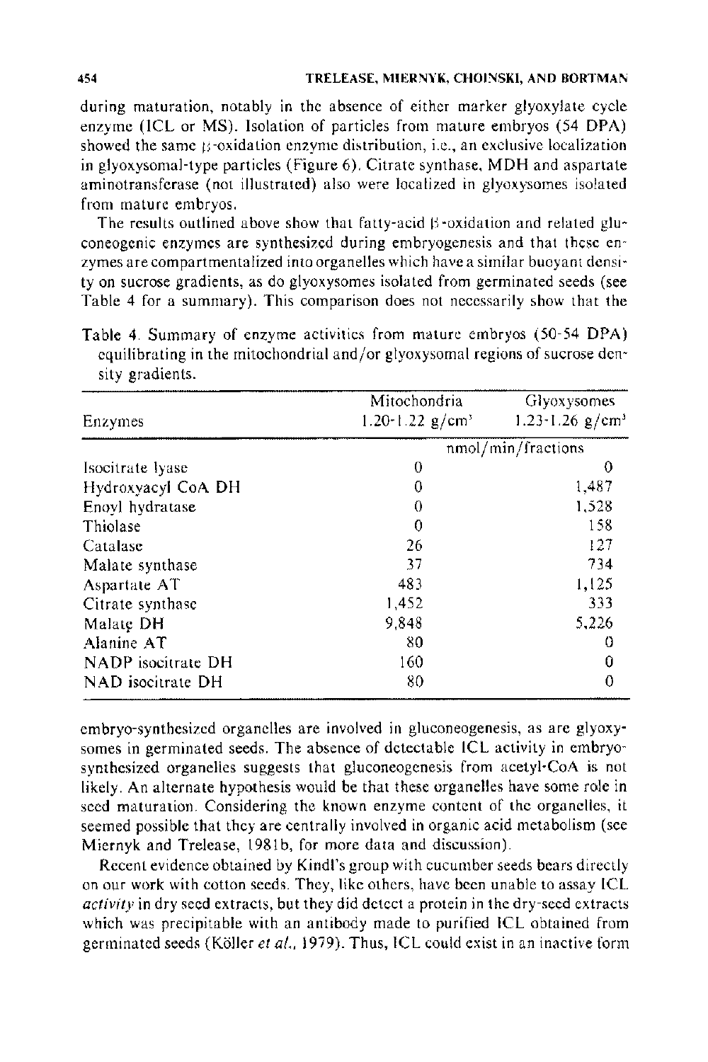during maturation, notably in the absence of either marker glyoxylate cycle enzyme (ICL or MS). Isolation of particles from mature embryos (54 DPA) showed the same β-oxidation enzyme distribution, i.e., an exclusive localization in glyoxysomal-type particles (Figure 6). Citrate synthase, MDH and aspartate aminotransferase (not illustrated) also were localized in glyoxysomes isolated from mature embryos.

The results outlined above show that fatty-acid β-oxidation and related gluconeogenic enzymes are synthesized during embryogenesis and that these enzymes are compartmentalized into organelles which have a similar buoyant density on sucrose gradients, as do glyoxysomes isolated from germinated seeds (see Table 4 for a summary). This comparison does not necessarily show that the

Table 4. Summary of enzyme activities from mature embryos (50-54 DPA) equilibrating in the mitochondrial and/or glyoxysomal regions of sucrose density gradients.

| Enzymes | Mitochondria 1.20-1.22 g/cm³ | Glyoxysomes 1.23-1.26 g/cm³ |
|---|---|---|
| | nmol/min/fractions | |
| Isocitrate lyase | 0 | 0 |
| Hydroxyacyl CoA DH | 0 | 1,487 |
| Enoyl hydratase | 0 | 1,528 |
| Thiolase | 0 | 158 |
| Catalase | 26 | 127 |
| Malate synthase | 37 | 734 |
| Aspartate AT | 483 | 1,125 |
| Citrate synthase | 1,452 | 333 |
| Malate DH | 9,848 | 5,226 |
| Alanine AT | 80 | 0 |
| NADP isocitrate DH | 160 | 0 |
| NAD isocitrate DH | 80 | 0 |

embryo-synthesized organelles are involved in gluconeogenesis, as are glyoxysomes in germinated seeds. The absence of detectable ICL activity in embryo-synthesized organelles suggests that gluconeogenesis from acetyl-CoA is not likely. An alternate hypothesis would be that these organelles have some role in seed maturation. Considering the known enzyme content of the organelles, it seemed possible that they are centrally involved in organic acid metabolism (see Miernyk and Trelease, 1981b, for more data and discussion).

Recent evidence obtained by Kindl's group with cucumber seeds bears directly on our work with cotton seeds. They, like others, have been unable to assay ICL *activity* in dry seed extracts, but they did detect a protein in the dry-seed extracts which was precipitable with an antibody made to purified ICL obtained from germinated seeds (Köller *et al.*, 1979). Thus, ICL could exist in an inactive form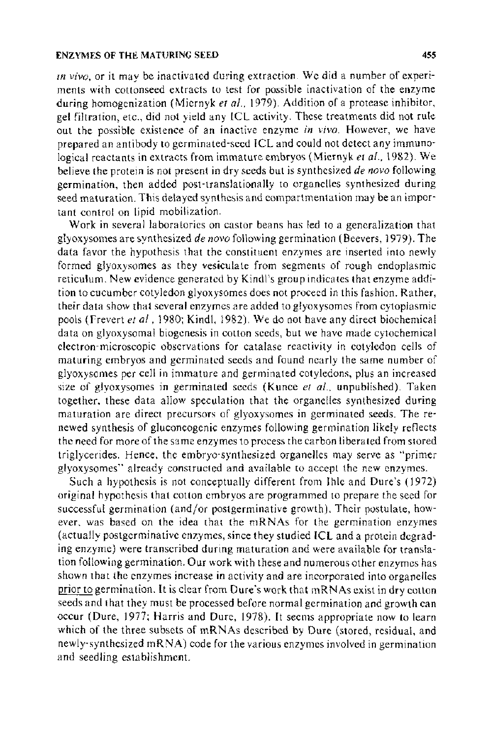*in vivo*, or it may be inactivated during extraction. We did a number of experiments with cottonseed extracts to test for possible inactivation of the enzyme during homogenization (Miernyk *et al.*, 1979). Addition of a protease inhibitor, gel filtration, etc., did not yield any ICL activity. These treatments did not rule out the possible existence of an inactive enzyme *in vivo*. However, we have prepared an antibody to germinated-seed ICL and could not detect any immunological reactants in extracts from immature embryos (Miernyk *et al.*, 1982). We believe the protein is not present in dry seeds but is synthesized *de novo* following germination, then added post-translationally to organelles synthesized during seed maturation. This delayed synthesis and compartmentation may be an important control on lipid mobilization.

Work in several laboratories on castor beans has led to a generalization that glyoxysomes are synthesized *de novo* following germination (Beevers, 1979). The data favor the hypothesis that the constituent enzymes are inserted into newly formed glyoxysomes as they vesiculate from segments of rough endoplasmic reticulum. New evidence generated by Kindl's group indicates that enzyme addition to cucumber cotyledon glyoxysomes does not proceed in this fashion. Rather, their data show that several enzymes are added to glyoxysomes from cytoplasmic pools (Frevert *et al.*, 1980; Kindl, 1982). We do not have any direct biochemical data on glyoxysomal biogenesis in cotton seeds, but we have made cytochemical electron-microscopic observations for catalase reactivity in cotyledon cells of maturing embryos and germinated seeds and found nearly the same number of glyoxysomes per cell in immature and germinated cotyledons, plus an increased size of glyoxysomes in germinated seeds (Kunce *et al.*, unpublished). Taken together, these data allow speculation that the organelles synthesized during maturation are direct precursors of glyoxysomes in germinated seeds. The renewed synthesis of gluconeogenic enzymes following germination likely reflects the need for more of the same enzymes to process the carbon liberated from stored triglycerides. Hence, the embryo-synthesized organelles may serve as "primer glyoxysomes" already constructed and available to accept the new enzymes.

Such a hypothesis is not conceptually different from Ihle and Dure's (1972) original hypothesis that cotton embryos are programmed to prepare the seed for successful germination (and/or postgerminative growth). Their postulate, however, was based on the idea that the mRNAs for the germination enzymes (actually postgerminative enzymes, since they studied ICL and a protein degrading enzyme) were transcribed during maturation and were available for translation following germination. Our work with these and numerous other enzymes has shown that the enzymes increase in activity and are incorporated into organelles <u>prior to</u> germination. It is clear from Dure's work that mRNAs exist in dry cotton seeds and that they must be processed before normal germination and growth can occur (Dure, 1977; Harris and Dure, 1978). It seems appropriate now to learn which of the three subsets of mRNAs described by Dure (stored, residual, and newly-synthesized mRNA) code for the various enzymes involved in germination and seedling establishment.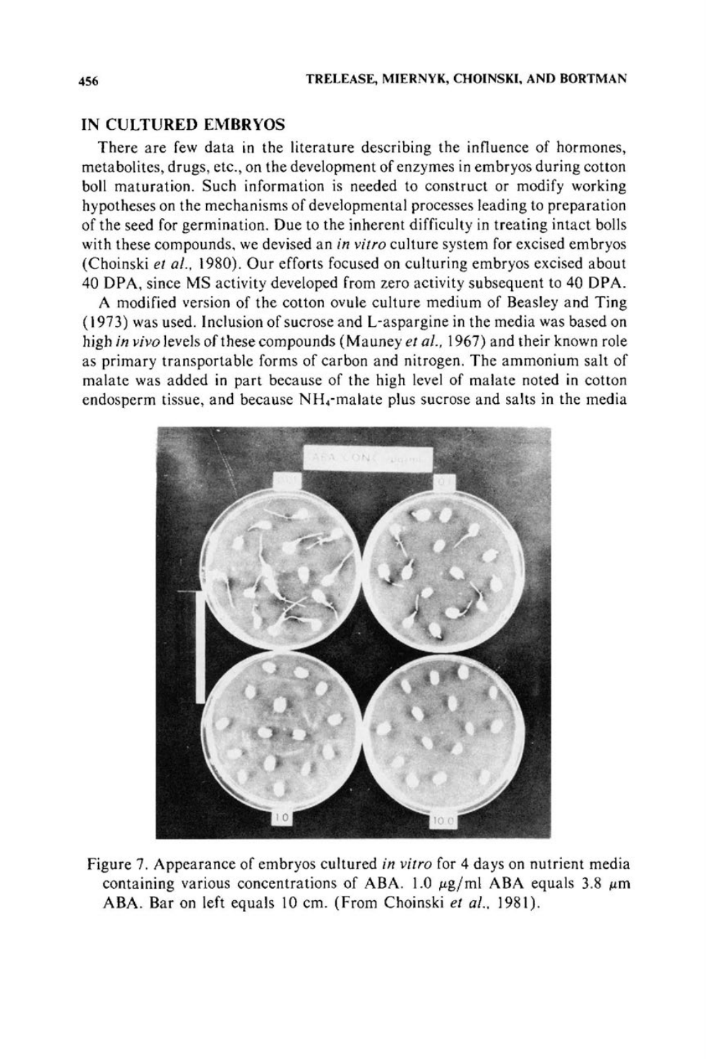## IN CULTURED EMBRYOS

There are few data in the literature describing the influence of hormones, metabolites, drugs, etc., on the development of enzymes in embryos during cotton boll maturation. Such information is needed to construct or modify working hypotheses on the mechanisms of developmental processes leading to preparation of the seed for germination. Due to the inherent difficulty in treating intact bolls with these compounds, we devised an *in vitro* culture system for excised embryos (Choinski *et al.*, 1980). Our efforts focused on culturing embryos excised about 40 DPA, since MS activity developed from zero activity subsequent to 40 DPA.

A modified version of the cotton ovule culture medium of Beasley and Ting (1973) was used. Inclusion of sucrose and L-aspargine in the media was based on high *in vivo* levels of these compounds (Mauney *et al.*, 1967) and their known role as primary transportable forms of carbon and nitrogen. The ammonium salt of malate was added in part because of the high level of malate noted in cotton endosperm tissue, and because $NH_4$-malate plus sucrose and salts in the media

Figure 7. Appearance of embryos cultured *in vitro* for 4 days on nutrient media containing various concentrations of ABA. 1.0 $\mu$g/ml ABA equals 3.8 $\mu$m ABA. Bar on left equals 10 cm. (From Choinski *et al.*, 1981).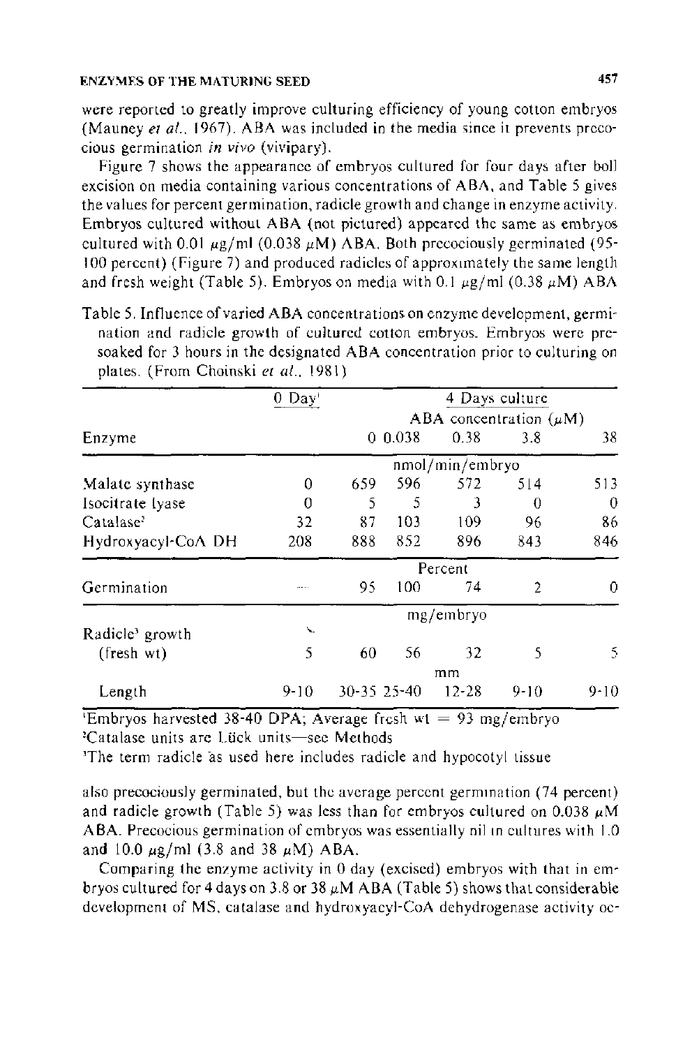were reported to greatly improve culturing efficiency of young cotton embryos (Mauney *et al.*, 1967). ABA was included in the media since it prevents precocious germination *in vivo* (vivipary).

Figure 7 shows the appearance of embryos cultured for four days after boll excision on media containing various concentrations of ABA, and Table 5 gives the values for percent germination, radicle growth and change in enzyme activity. Embryos cultured without ABA (not pictured) appeared the same as embryos cultured with 0.01 μg/ml (0.038 μM) ABA. Both precociously germinated (95-100 percent) (Figure 7) and produced radicles of approximately the same length and fresh weight (Table 5). Embryos on media with 0.1 μg/ml (0.38 μM) ABA

Table 5. Influence of varied ABA concentrations on enzyme development, germination and radicle growth of cultured cotton embryos. Embryos were presoaked for 3 hours in the designated ABA concentration prior to culturing on plates. (From Choinski *et al.*, 1981)

| Enzyme | 0 Day[1] | 4 Days culture | | | | |
|---|---|---|---|---|---|---|
| | | ABA concentration (μM) | | | | |
| | | 0 | 0.038 | 0.38 | 3.8 | 38 |
| | nmol/min/embryo | | | | | |
| Malate synthase | 0 | 659 | 596 | 572 | 514 | 513 |
| Isocitrate lyase | 0 | 5 | 5 | 3 | 0 | 0 |
| Catalase[2] | 32 | 87 | 103 | 109 | 96 | 86 |
| Hydroxyacyl-CoA DH | 208 | 888 | 852 | 896 | 843 | 846 |
| | Percent | | | | | |
| Germination | — | 95 | 100 | 74 | 2 | 0 |
| | mg/embryo | | | | | |
| Radicle[3] growth (fresh wt) | 5 | 60 | 56 | 32 | 5 | 5 |
| | mm | | | | | |
| Length | 9-10 | 30-35 | 25-40 | 12-28 | 9-10 | 9-10 |

[1]Embryos harvested 38-40 DPA; Average fresh wt = 93 mg/embryo
[2]Catalase units are Lück units—see Methods
[3]The term radicle as used here includes radicle and hypocotyl tissue

also precociously germinated, but the average percent germination (74 percent) and radicle growth (Table 5) was less than for embryos cultured on 0.038 μM ABA. Precocious germination of embryos was essentially nil in cultures with 1.0 and 10.0 μg/ml (3.8 and 38 μM) ABA.

Comparing the enzyme activity in 0 day (excised) embryos with that in embryos cultured for 4 days on 3.8 or 38 μM ABA (Table 5) shows that considerable development of MS, catalase and hydroxyacyl-CoA dehydrogenase activity oc-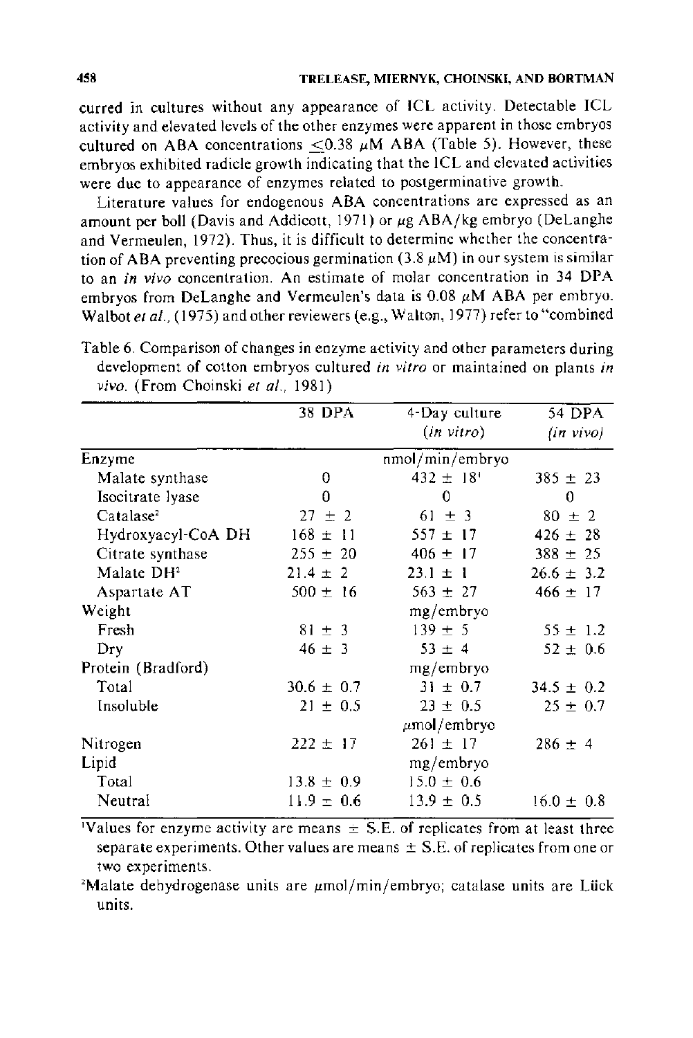curred in cultures without any appearance of ICL activity. Detectable ICL activity and elevated levels of the other enzymes were apparent in those embryos cultured on ABA concentrations ≤0.38 μM ABA (Table 5). However, these embryos exhibited radicle growth indicating that the ICL and elevated activities were due to appearance of enzymes related to postgerminative growth.

Literature values for endogenous ABA concentrations are expressed as an amount per boll (Davis and Addicott, 1971) or μg ABA/kg embryo (DeLanghe and Vermeulen, 1972). Thus, it is difficult to determine whether the concentration of ABA preventing precocious germination (3.8 μM) in our system is similar to an *in vivo* concentration. An estimate of molar concentration in 34 DPA embryos from DeLanghe and Vermeulen's data is 0.08 μM ABA per embryo. Walbot *et al.*, (1975) and other reviewers (e.g., Walton, 1977) refer to "combined

Table 6. Comparison of changes in enzyme activity and other parameters during development of cotton embryos cultured *in vitro* or maintained on plants *in vivo*. (From Choinski *et al.*, 1981)

| | 38 DPA | 4-Day culture (*in vitro*) | 54 DPA (*in vivo*) |
|---|---|---|---|
| Enzyme | | nmol/min/embryo | |
| Malate synthase | 0 | 432 ± 18[1] | 385 ± 23 |
| Isocitrate lyase | 0 | 0 | 0 |
| Catalase[2] | 27 ± 2 | 61 ± 3 | 80 ± 2 |
| Hydroxyacyl-CoA DH | 168 ± 11 | 557 ± 17 | 426 ± 28 |
| Citrate synthase | 255 ± 20 | 406 ± 17 | 388 ± 25 |
| Malate DH[2] | 21.4 ± 2 | 23.1 ± 1 | 26.6 ± 3.2 |
| Aspartate AT | 500 ± 16 | 563 ± 27 | 466 ± 17 |
| Weight | | mg/embryo | |
| Fresh | 81 ± 3 | 139 ± 5 | 55 ± 1.2 |
| Dry | 46 ± 3 | 53 ± 4 | 52 ± 0.6 |
| Protein (Bradford) | | mg/embryo | |
| Total | 30.6 ± 0.7 | 31 ± 0.7 | 34.5 ± 0.2 |
| Insoluble | 21 ± 0.5 | 23 ± 0.5 | 25 ± 0.7 |
| | | μmol/embryo | |
| Nitrogen | 222 ± 17 | 261 ± 17 | 286 ± 4 |
| Lipid | | mg/embryo | |
| Total | 13.8 ± 0.9 | 15.0 ± 0.6 | |
| Neutral | 11.9 ± 0.6 | 13.9 ± 0.5 | 16.0 ± 0.8 |

[1]Values for enzyme activity are means ± S.E. of replicates from at least three separate experiments. Other values are means ± S.E. of replicates from one or two experiments.

[2]Malate dehydrogenase units are μmol/min/embryo; catalase units are Lück units.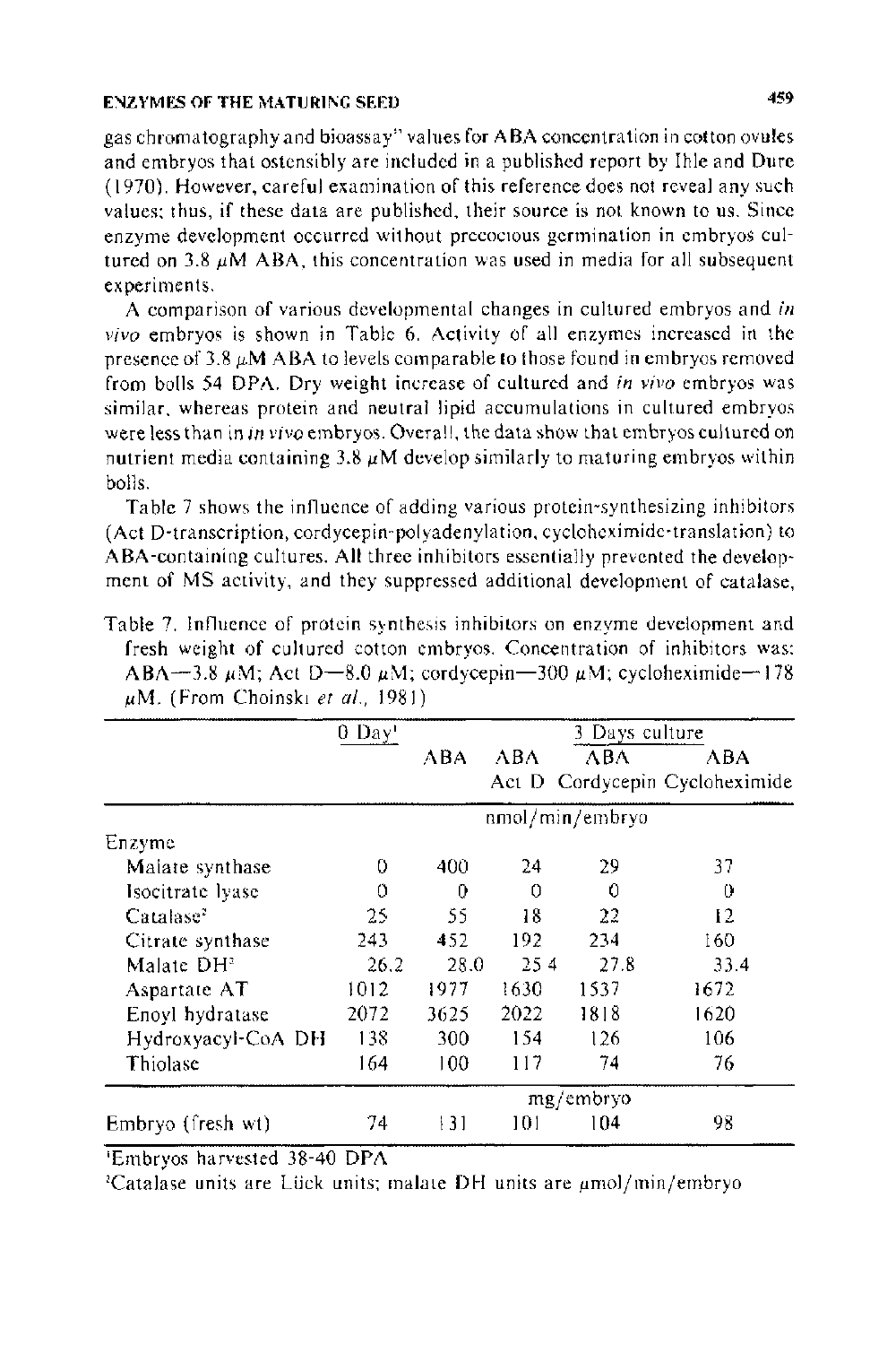gas chromatography and bioassay" values for ABA concentration in cotton ovules and embryos that ostensibly are included in a published report by Ihle and Dure (1970). However, careful examination of this reference does not reveal any such values; thus, if these data are published, their source is not known to us. Since enzyme development occurred without precocious germination in embryos cultured on 3.8 $\mu$M ABA, this concentration was used in media for all subsequent experiments.

A comparison of various developmental changes in cultured embryos and *in vivo* embryos is shown in Table 6. Activity of all enzymes increased in the presence of 3.8 $\mu$M ABA to levels comparable to those found in embryos removed from bolls 54 DPA. Dry weight increase of cultured and *in vivo* embryos was similar, whereas protein and neutral lipid accumulations in cultured embryos were less than in *in vivo* embryos. Overall, the data show that embryos cultured on nutrient media containing 3.8 $\mu$M develop similarly to maturing embryos within bolls.

Table 7 shows the influence of adding various protein-synthesizing inhibitors (Act D-transcription, cordycepin-polyadenylation, cycloheximide-translation) to ABA-containing cultures. All three inhibitors essentially prevented the development of MS activity, and they suppressed additional development of catalase,

Table 7. Influence of protein synthesis inhibitors on enzyme development and fresh weight of cultured cotton embryos. Concentration of inhibitors was: ABA—3.8 $\mu$M; Act D—8.0 $\mu$M; cordycepin—300 $\mu$M; cycloheximide—178 $\mu$M. (From Choinski *et al.*, 1981)

| | 0 Day[1] | 3 Days culture | | | |
|---|---|---|---|---|---|
| | | ABA | ABA Act D | ABA Cordycepin | ABA Cycloheximide |
| | nmol/min/embryo | | | | |
| Enzyme | | | | | |
| Malate synthase | 0 | 400 | 24 | 29 | 37 |
| Isocitrate lyase | 0 | 0 | 0 | 0 | 0 |
| Catalase[2] | 25 | 55 | 18 | 22 | 12 |
| Citrate synthase | 243 | 452 | 192 | 234 | 160 |
| Malate DH[2] | 26.2 | 28.0 | 25.4 | 27.8 | 33.4 |
| Aspartate AT | 1012 | 1977 | 1630 | 1537 | 1672 |
| Enoyl hydratase | 2072 | 3625 | 2022 | 1818 | 1620 |
| Hydroxyacyl-CoA DH | 138 | 300 | 154 | 126 | 106 |
| Thiolase | 164 | 100 | 117 | 74 | 76 |
| | mg/embryo | | | | |
| Embryo (fresh wt) | 74 | 131 | 101 | 104 | 98 |

[1]Embryos harvested 38-40 DPA

[2]Catalase units are Lück units; malate DH units are $\mu$mol/min/embryo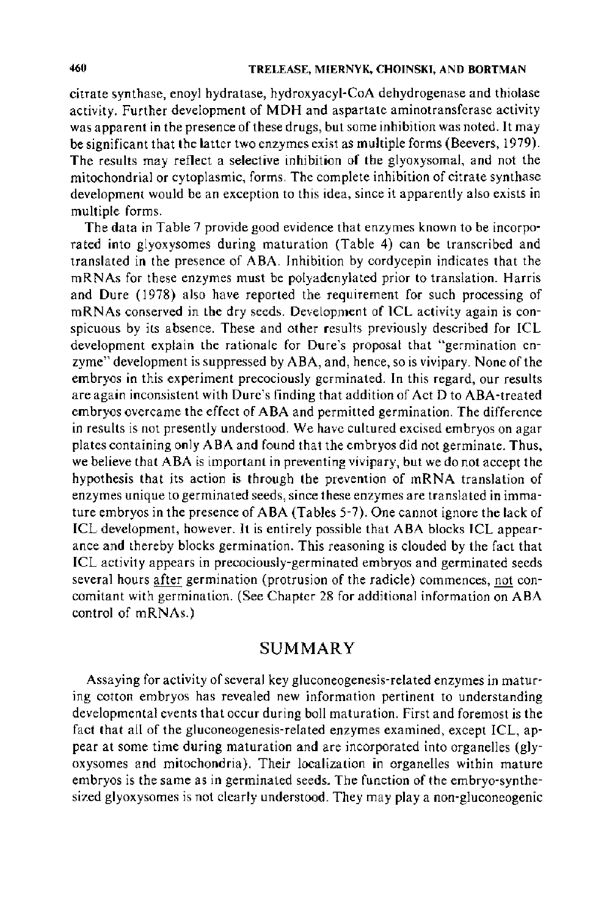citrate synthase, enoyl hydratase, hydroxyacyl-CoA dehydrogenase and thiolase activity. Further development of MDH and aspartate aminotransferase activity was apparent in the presence of these drugs, but some inhibition was noted. It may be significant that the latter two enzymes exist as multiple forms (Beevers, 1979). The results may reflect a selective inhibition of the glyoxysomal, and not the mitochondrial or cytoplasmic, forms. The complete inhibition of citrate synthase development would be an exception to this idea, since it apparently also exists in multiple forms.

The data in Table 7 provide good evidence that enzymes known to be incorporated into glyoxysomes during maturation (Table 4) can be transcribed and translated in the presence of ABA. Inhibition by cordycepin indicates that the mRNAs for these enzymes must be polyadenylated prior to translation. Harris and Dure (1978) also have reported the requirement for such processing of mRNAs conserved in the dry seeds. Development of ICL activity again is conspicuous by its absence. These and other results previously described for ICL development explain the rationale for Dure's proposal that "germination enzyme" development is suppressed by ABA, and, hence, so is vivipary. None of the embryos in this experiment precociously germinated. In this regard, our results are again inconsistent with Dure's finding that addition of Act D to ABA-treated embryos overcame the effect of ABA and permitted germination. The difference in results is not presently understood. We have cultured excised embryos on agar plates containing only ABA and found that the embryos did not germinate. Thus, we believe that ABA is important in preventing vivipary, but we do not accept the hypothesis that its action is through the prevention of mRNA translation of enzymes unique to germinated seeds, since these enzymes are translated in immature embryos in the presence of ABA (Tables 5-7). One cannot ignore the lack of ICL development, however. It is entirely possible that ABA blocks ICL appearance and thereby blocks germination. This reasoning is clouded by the fact that ICL activity appears in precociously-germinated embryos and germinated seeds several hours after germination (protrusion of the radicle) commences, not concomitant with germination. (See Chapter 28 for additional information on ABA control of mRNAs.)

## SUMMARY

Assaying for activity of several key gluconeogenesis-related enzymes in maturing cotton embryos has revealed new information pertinent to understanding developmental events that occur during boll maturation. First and foremost is the fact that all of the gluconeogenesis-related enzymes examined, except ICL, appear at some time during maturation and are incorporated into organelles (glyoxysomes and mitochondria). Their localization in organelles within mature embryos is the same as in germinated seeds. The function of the embryo-synthesized glyoxysomes is not clearly understood. They may play a non-gluconeogenic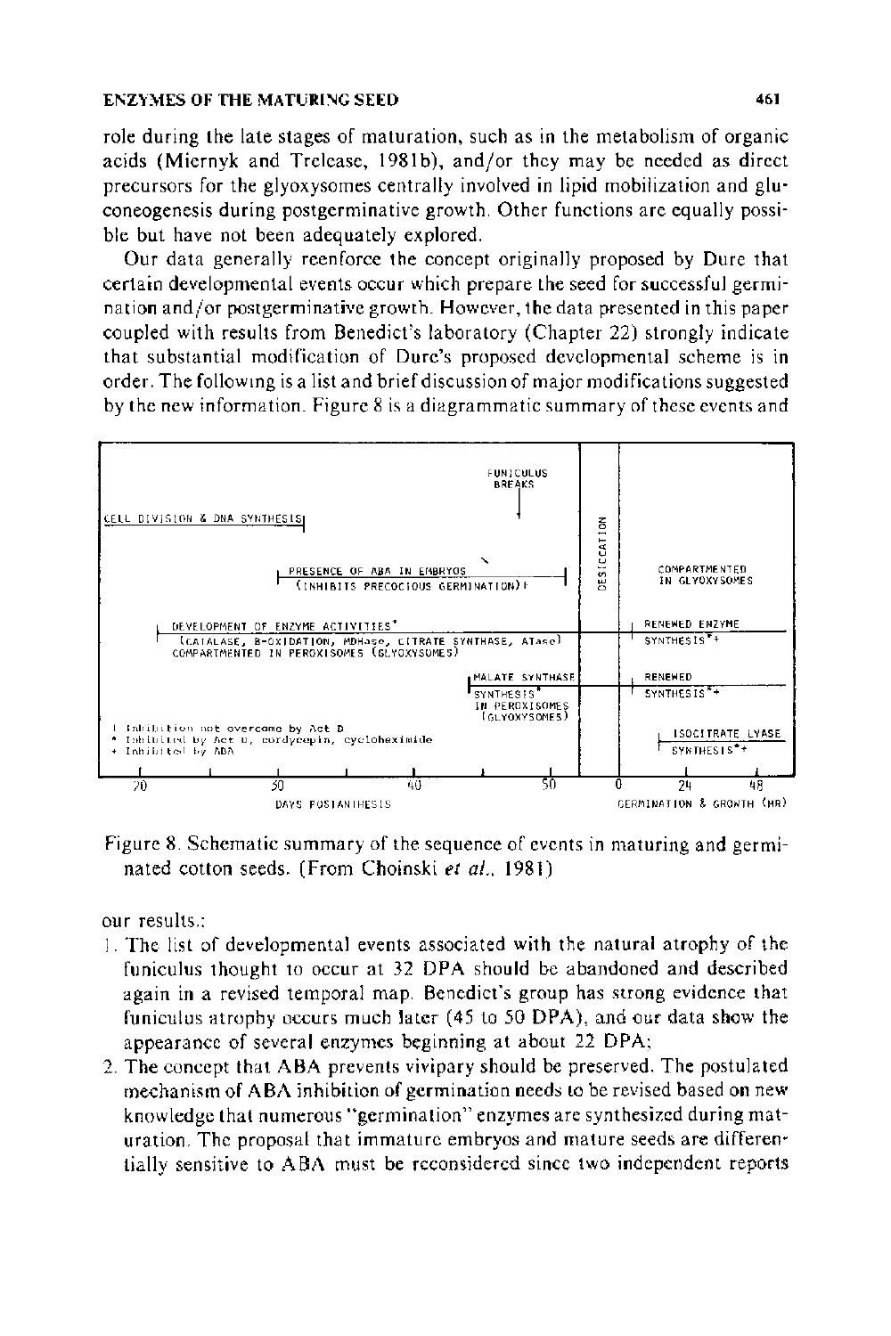role during the late stages of maturation, such as in the metabolism of organic acids (Miernyk and Trelease, 1981b), and/or they may be needed as direct precursors for the glyoxysomes centrally involved in lipid mobilization and gluconeogenesis during postgerminative growth. Other functions are equally possible but have not been adequately explored.

Our data generally reenforce the concept originally proposed by Dure that certain developmental events occur which prepare the seed for successful germination and/or postgerminative growth. However, the data presented in this paper coupled with results from Benedict's laboratory (Chapter 22) strongly indicate that substantial modification of Dure's proposed developmental scheme is in order. The following is a list and brief discussion of major modifications suggested by the new information. Figure 8 is a diagrammatic summary of these events and

Figure 8. Schematic summary of the sequence of events in maturing and germinated cotton seeds. (From Choinski *et al.*, 1981)

our results.:

1. The list of developmental events associated with the natural atrophy of the funiculus thought to occur at 32 DPA should be abandoned and described again in a revised temporal map. Benedict's group has strong evidence that funiculus atrophy occurs much later (45 to 50 DPA), and our data show the appearance of several enzymes beginning at about 22 DPA;
2. The concept that ABA prevents vivipary should be preserved. The postulated mechanism of ABA inhibition of germination needs to be revised based on new knowledge that numerous "germination" enzymes are synthesized during maturation. The proposal that immature embryos and mature seeds are differentially sensitive to ABA must be reconsidered since two independent reports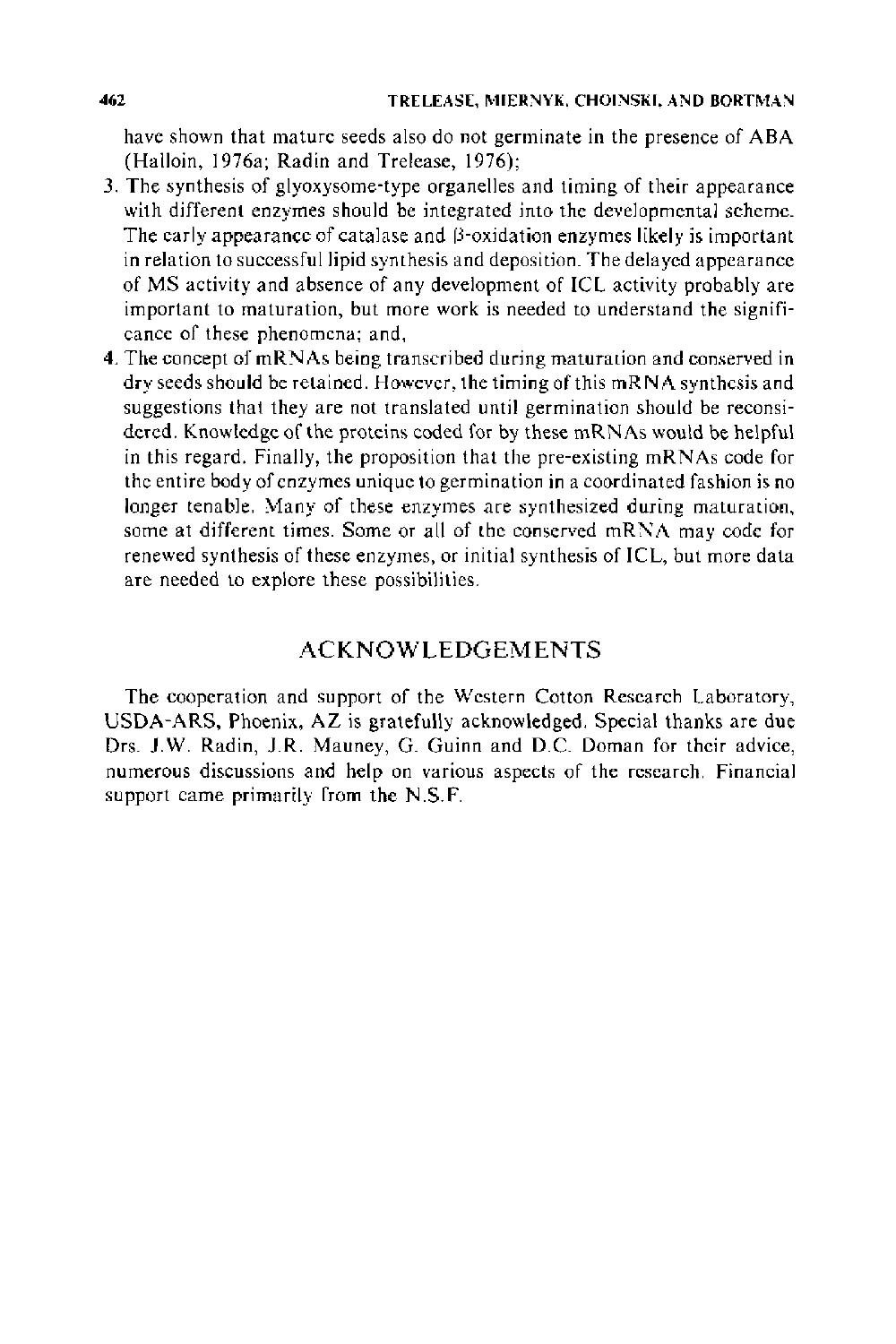have shown that mature seeds also do not germinate in the presence of ABA (Halloin, 1976a; Radin and Trelease, 1976);

3. The synthesis of glyoxysome-type organelles and timing of their appearance with different enzymes should be integrated into the developmental scheme. The early appearance of catalase and β-oxidation enzymes likely is important in relation to successful lipid synthesis and deposition. The delayed appearance of MS activity and absence of any development of ICL activity probably are important to maturation, but more work is needed to understand the significance of these phenomena; and,
4. The concept of mRNAs being transcribed during maturation and conserved in dry seeds should be retained. However, the timing of this mRNA synthesis and suggestions that they are not translated until germination should be reconsidered. Knowledge of the proteins coded for by these mRNAs would be helpful in this regard. Finally, the proposition that the pre-existing mRNAs code for the entire body of enzymes unique to germination in a coordinated fashion is no longer tenable. Many of these enzymes are synthesized during maturation, some at different times. Some or all of the conserved mRNA may code for renewed synthesis of these enzymes, or initial synthesis of ICL, but more data are needed to explore these possibilities.

## ACKNOWLEDGEMENTS

The cooperation and support of the Western Cotton Research Laboratory, USDA-ARS, Phoenix, AZ is gratefully acknowledged. Special thanks are due Drs. J.W. Radin, J.R. Mauney, G. Guinn and D.C. Doman for their advice, numerous discussions and help on various aspects of the research. Financial support came primarily from the N.S.F.